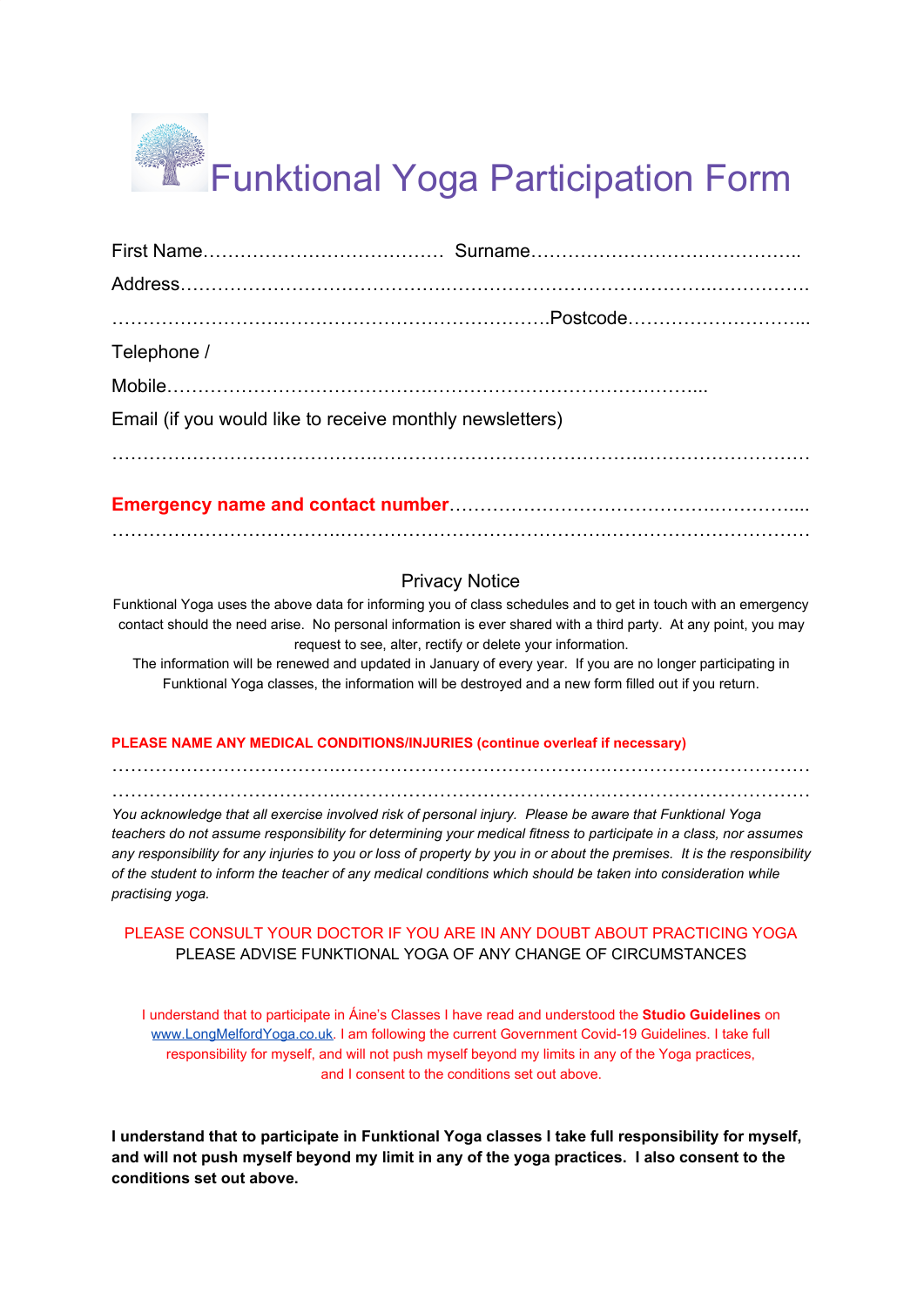# Funktional Yoga Participation Form

First Name………………………………… Surname……………………………………..

Address……………………………………………………………………………………………

……………………………………………………………………Postcode………………………...

Telephone /

Mobile…………………………………………………………………………………...

Email (if you would like to receive monthly newsletters)

……………………………………………………………………………………………………

**Emergency name and contact number**…………………………………………………....

……………………………………………………………………………………………………

## Privacy Notice

Funktional Yoga uses the above data for informing you of class schedules and to get in touch with an emergency contact should the need arise. No personal information is ever shared with a third party. At any point, you may request to see, alter, rectify or delete your information.

The information will be renewed and updated in January of every year. If you are no longer participating in Funktional Yoga classes, the information will be destroyed and a new form filled out if you return.

**PLEASE NAME ANY MEDICAL CONDITIONS/INJURIES (continue overleaf if necessary)**

……………………………………………………………………………………………………

……………………………………………………………………………………………………

*You acknowledge that all exercise involved risk of personal injury. Please be aware that Funktional Yoga teachers do not assume responsibility for determining your medical fitness to participate in a class, nor assumes any responsibility for any injuries to you or loss of property by you in or about the premises. It is the responsibility of the student to inform the teacher of any medical conditions which should be taken into consideration while practising yoga.*

PLEASE CONSULT YOUR DOCTOR IF YOU ARE IN ANY DOUBT ABOUT PRACTICING YOGA

PLEASE ADVISE FUNKTIONAL YOGA OF ANY CHANGE OF CIRCUMSTANCES

I understand that to participate in Áine's Classes I have read and understood the **Studio Guidelines** on www.LongMelfordYoga.co.uk. I am following the current Government Covid-19 Guidelines. I take full responsibility for myself, and will not push myself beyond my limits in any of the Yoga practices, and I consent to the conditions set out above.

**I understand that to participate in Funktional Yoga classes I take full responsibility for myself, and will not push myself beyond my limit in any of the yoga practices. I also consent to the conditions set out above.**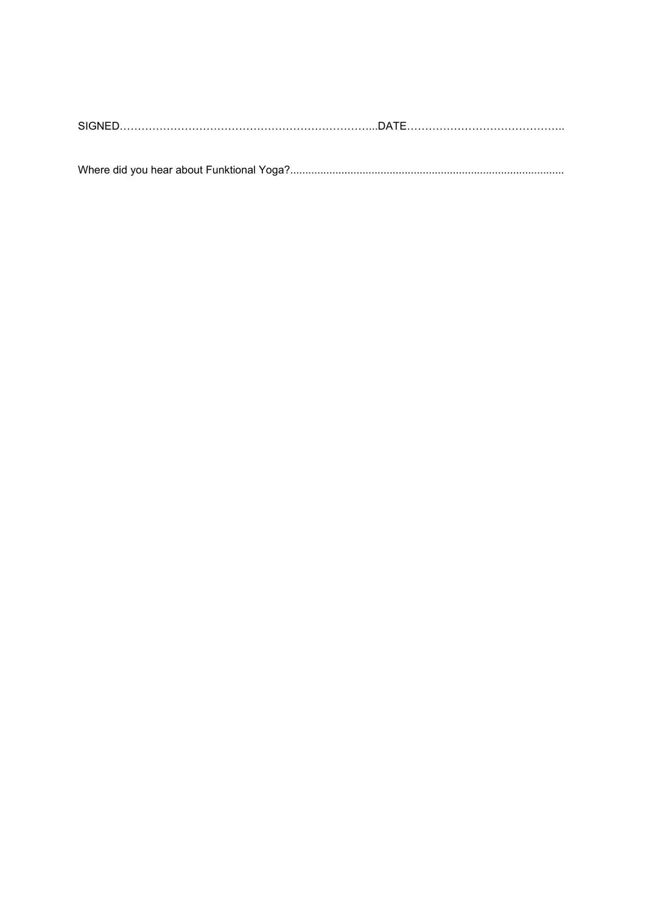SIGNED…………………………………………………………………...DATE……………………………………..

Where did you hear about Funktional Yoga?..........................................................................................